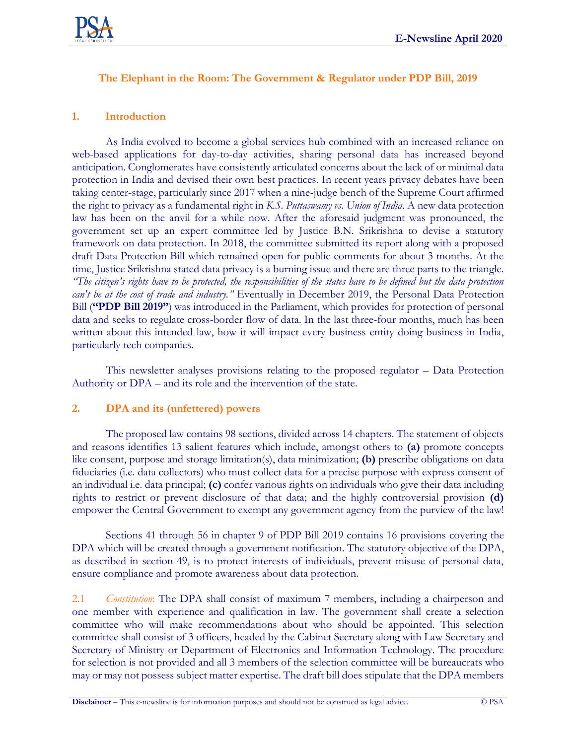## The Elephant in the Room: The Government & Regulator under PDP Bill, 2019

### 1. Introduction

As India evolved to become a global services hub combined with an increased reliance on web-based applications for day-to-day activities, sharing personal data has increased beyond anticipation. Conglomerates have consistently articulated concerns about the lack of or minimal data protection in India and devised their own best practices. In recent years privacy debates have been taking center-stage, particularly since 2017 when a nine-judge bench of the Supreme Court affirmed the right to privacy as a fundamental right in *K.S. Puttaswamy vs. Union of India*. A new data protection law has been on the anvil for a while now. After the aforesaid judgment was pronounced, the government set up an expert committee led by Justice B.N. Srikrishna to devise a statutory framework on data protection. In 2018, the committee submitted its report along with a proposed draft Data Protection Bill which remained open for public comments for about 3 months. At the time, Justice Srikrishna stated data privacy is a burning issue and there are three parts to the triangle. *"The citizen's rights have to be protected, the responsibilities of the states have to be defined but the data protection can't be at the cost of trade and industry."* Eventually in December 2019, the Personal Data Protection Bill (**"PDP Bill 2019"**) was introduced in the Parliament, which provides for protection of personal data and seeks to regulate cross-border flow of data. In the last three-four months, much has been written about this intended law, how it will impact every business entity doing business in India, particularly tech companies.

This newsletter analyses provisions relating to the proposed regulator – Data Protection Authority or DPA – and its role and the intervention of the state.

### 2. DPA and its (unfettered) powers

The proposed law contains 98 sections, divided across 14 chapters. The statement of objects and reasons identifies 13 salient features which include, amongst others to **(a)** promote concepts like consent, purpose and storage limitation(s), data minimization; **(b)** prescribe obligations on data fiduciaries (i.e. data collectors) who must collect data for a precise purpose with express consent of an individual i.e. data principal; **(c)** confer various rights on individuals who give their data including rights to restrict or prevent disclosure of that data; and the highly controversial provision **(d)** empower the Central Government to exempt any government agency from the purview of the law!

Sections 41 through 56 in chapter 9 of PDP Bill 2019 contains 16 provisions covering the DPA which will be created through a government notification. The statutory objective of the DPA, as described in section 49, is to protect interests of individuals, prevent misuse of personal data, ensure compliance and promote awareness about data protection.

2.1 *Constitution*: The DPA shall consist of maximum 7 members, including a chairperson and one member with experience and qualification in law. The government shall create a selection committee who will make recommendations about who should be appointed. This selection committee shall consist of 3 officers, headed by the Cabinet Secretary along with Law Secretary and Secretary of Ministry or Department of Electronics and Information Technology. The procedure for selection is not provided and all 3 members of the selection committee will be bureaucrats who may or may not possess subject matter expertise. The draft bill does stipulate that the DPA members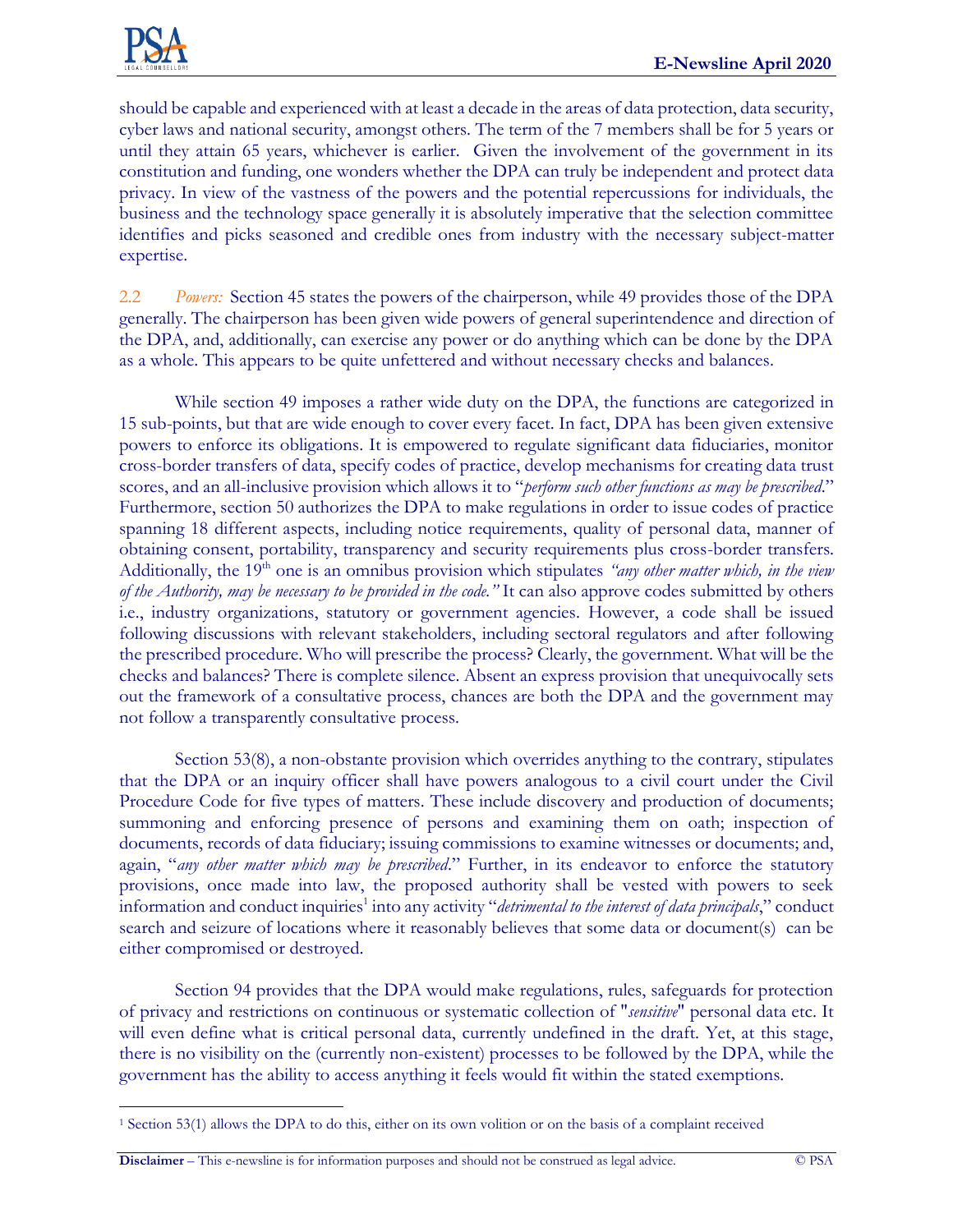should be capable and experienced with at least a decade in the areas of data protection, data security, cyber laws and national security, amongst others. The term of the 7 members shall be for 5 years or until they attain 65 years, whichever is earlier. Given the involvement of the government in its constitution and funding, one wonders whether the DPA can truly be independent and protect data privacy. In view of the vastness of the powers and the potential repercussions for individuals, the business and the technology space generally it is absolutely imperative that the selection committee identifies and picks seasoned and credible ones from industry with the necessary subject-matter expertise.

2.2 *Powers:* Section 45 states the powers of the chairperson, while 49 provides those of the DPA generally. The chairperson has been given wide powers of general superintendence and direction of the DPA, and, additionally, can exercise any power or do anything which can be done by the DPA as a whole. This appears to be quite unfettered and without necessary checks and balances.

While section 49 imposes a rather wide duty on the DPA, the functions are categorized in 15 sub-points, but that are wide enough to cover every facet. In fact, DPA has been given extensive powers to enforce its obligations. It is empowered to regulate significant data fiduciaries, monitor cross-border transfers of data, specify codes of practice, develop mechanisms for creating data trust scores, and an all-inclusive provision which allows it to "*perform such other functions as may be prescribed*." Furthermore, section 50 authorizes the DPA to make regulations in order to issue codes of practice spanning 18 different aspects, including notice requirements, quality of personal data, manner of obtaining consent, portability, transparency and security requirements plus cross-border transfers. Additionally, the 19th one is an omnibus provision which stipulates *"any other matter which, in the view of the Authority, may be necessary to be provided in the code."* It can also approve codes submitted by others i.e., industry organizations, statutory or government agencies. However, a code shall be issued following discussions with relevant stakeholders, including sectoral regulators and after following the prescribed procedure. Who will prescribe the process? Clearly, the government. What will be the checks and balances? There is complete silence. Absent an express provision that unequivocally sets out the framework of a consultative process, chances are both the DPA and the government may not follow a transparently consultative process.

Section 53(8), a non-obstante provision which overrides anything to the contrary, stipulates that the DPA or an inquiry officer shall have powers analogous to a civil court under the Civil Procedure Code for five types of matters. These include discovery and production of documents; summoning and enforcing presence of persons and examining them on oath; inspection of documents, records of data fiduciary; issuing commissions to examine witnesses or documents; and, again, "*any other matter which may be prescribed*." Further, in its endeavor to enforce the statutory provisions, once made into law, the proposed authority shall be vested with powers to seek information and conduct inquiries[1] into any activity "*detrimental to the interest of data principals*," conduct search and seizure of locations where it reasonably believes that some data or document(s) can be either compromised or destroyed.

Section 94 provides that the DPA would make regulations, rules, safeguards for protection of privacy and restrictions on continuous or systematic collection of "*sensitive*" personal data etc. It will even define what is critical personal data, currently undefined in the draft. Yet, at this stage, there is no visibility on the (currently non-existent) processes to be followed by the DPA, while the government has the ability to access anything it feels would fit within the stated exemptions.

---

[1] Section 53(1) allows the DPA to do this, either on its own volition or on the basis of a complaint received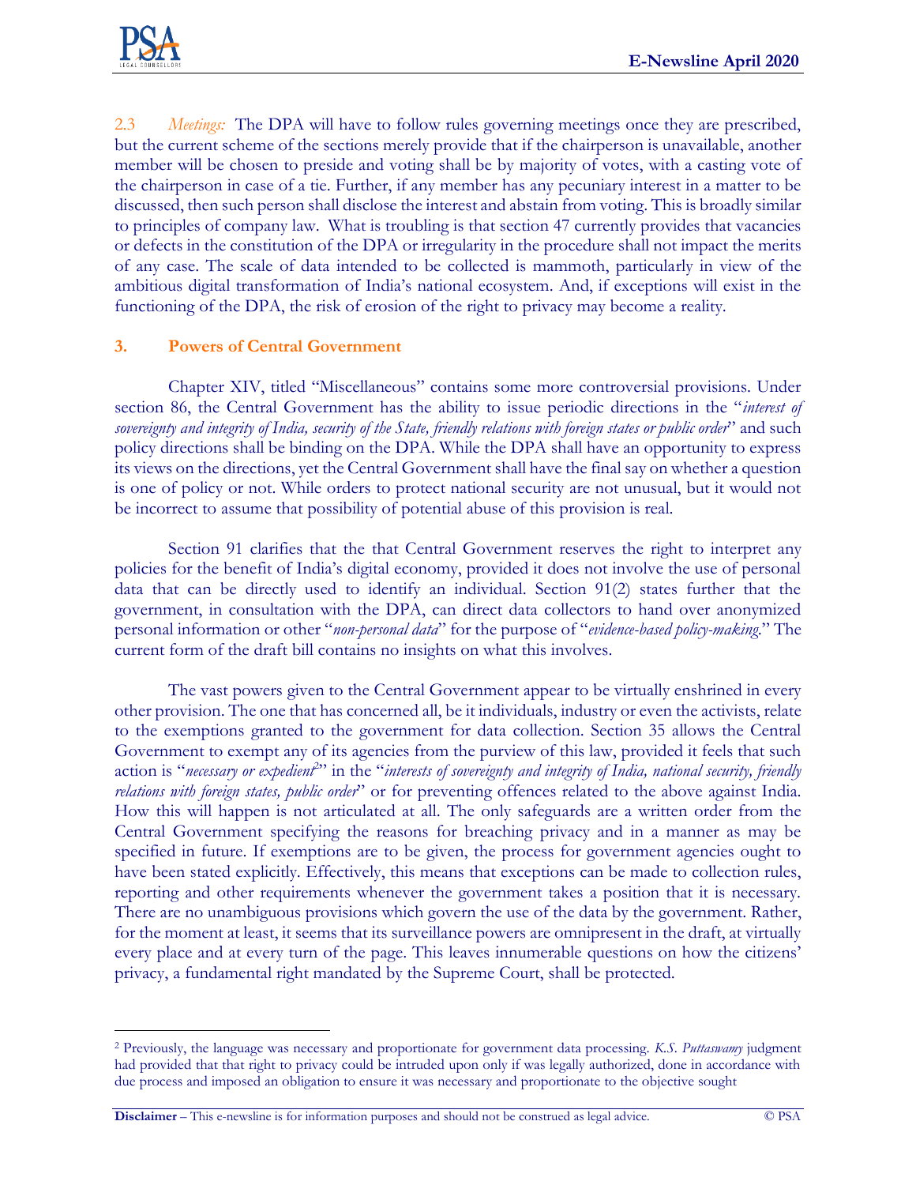2.3 *Meetings:* The DPA will have to follow rules governing meetings once they are prescribed, but the current scheme of the sections merely provide that if the chairperson is unavailable, another member will be chosen to preside and voting shall be by majority of votes, with a casting vote of the chairperson in case of a tie. Further, if any member has any pecuniary interest in a matter to be discussed, then such person shall disclose the interest and abstain from voting. This is broadly similar to principles of company law. What is troubling is that section 47 currently provides that vacancies or defects in the constitution of the DPA or irregularity in the procedure shall not impact the merits of any case. The scale of data intended to be collected is mammoth, particularly in view of the ambitious digital transformation of India's national ecosystem. And, if exceptions will exist in the functioning of the DPA, the risk of erosion of the right to privacy may become a reality.

## 3. Powers of Central Government

Chapter XIV, titled "Miscellaneous" contains some more controversial provisions. Under section 86, the Central Government has the ability to issue periodic directions in the "*interest of sovereignty and integrity of India, security of the State, friendly relations with foreign states or public order*" and such policy directions shall be binding on the DPA. While the DPA shall have an opportunity to express its views on the directions, yet the Central Government shall have the final say on whether a question is one of policy or not. While orders to protect national security are not unusual, but it would not be incorrect to assume that possibility of potential abuse of this provision is real.

Section 91 clarifies that the that Central Government reserves the right to interpret any policies for the benefit of India's digital economy, provided it does not involve the use of personal data that can be directly used to identify an individual. Section 91(2) states further that the government, in consultation with the DPA, can direct data collectors to hand over anonymized personal information or other "*non-personal data*" for the purpose of "*evidence-based policy-making.*" The current form of the draft bill contains no insights on what this involves.

The vast powers given to the Central Government appear to be virtually enshrined in every other provision. The one that has concerned all, be it individuals, industry or even the activists, relate to the exemptions granted to the government for data collection. Section 35 allows the Central Government to exempt any of its agencies from the purview of this law, provided it feels that such action is "*necessary or expedient*[2]" in the "*interests of sovereignty and integrity of India, national security, friendly relations with foreign states, public order*" or for preventing offences related to the above against India. How this will happen is not articulated at all. The only safeguards are a written order from the Central Government specifying the reasons for breaching privacy and in a manner as may be specified in future. If exemptions are to be given, the process for government agencies ought to have been stated explicitly. Effectively, this means that exceptions can be made to collection rules, reporting and other requirements whenever the government takes a position that it is necessary. There are no unambiguous provisions which govern the use of the data by the government. Rather, for the moment at least, it seems that its surveillance powers are omnipresent in the draft, at virtually every place and at every turn of the page. This leaves innumerable questions on how the citizens' privacy, a fundamental right mandated by the Supreme Court, shall be protected.

---

[2] Previously, the language was necessary and proportionate for government data processing. *K.S. Puttaswamy* judgment had provided that that right to privacy could be intruded upon only if was legally authorized, done in accordance with due process and imposed an obligation to ensure it was necessary and proportionate to the objective sought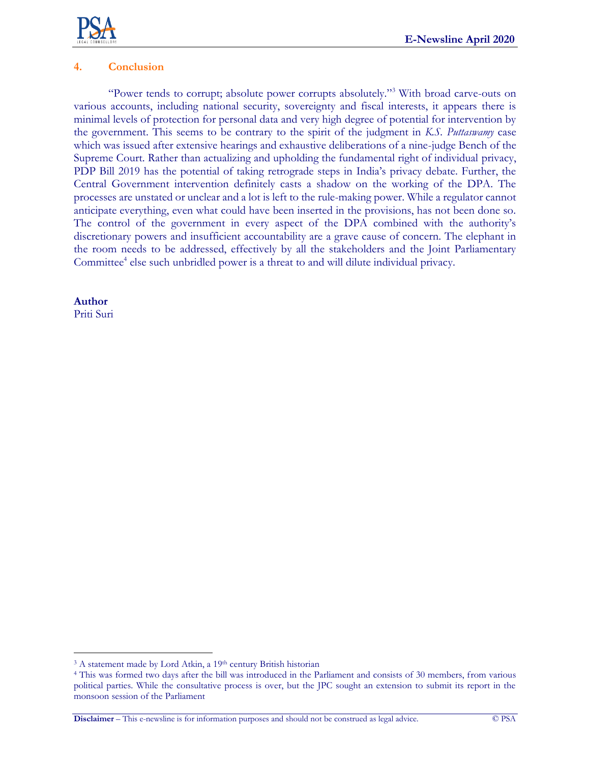## 4. Conclusion

"Power tends to corrupt; absolute power corrupts absolutely."[3] With broad carve-outs on various accounts, including national security, sovereignty and fiscal interests, it appears there is minimal levels of protection for personal data and very high degree of potential for intervention by the government. This seems to be contrary to the spirit of the judgment in *K.S. Puttaswamy* case which was issued after extensive hearings and exhaustive deliberations of a nine-judge Bench of the Supreme Court. Rather than actualizing and upholding the fundamental right of individual privacy, PDP Bill 2019 has the potential of taking retrograde steps in India's privacy debate. Further, the Central Government intervention definitely casts a shadow on the working of the DPA. The processes are unstated or unclear and a lot is left to the rule-making power. While a regulator cannot anticipate everything, even what could have been inserted in the provisions, has not been done so. The control of the government in every aspect of the DPA combined with the authority's discretionary powers and insufficient accountability are a grave cause of concern. The elephant in the room needs to be addressed, effectively by all the stakeholders and the Joint Parliamentary Committee[4] else such unbridled power is a threat to and will dilute individual privacy.

**Author**
Priti Suri

---

[3] A statement made by Lord Atkin, a 19th century British historian

[4] This was formed two days after the bill was introduced in the Parliament and consists of 30 members, from various political parties. While the consultative process is over, but the JPC sought an extension to submit its report in the monsoon session of the Parliament

**Disclaimer** – This e-newsline is for information purposes and should not be construed as legal advice. © PSA